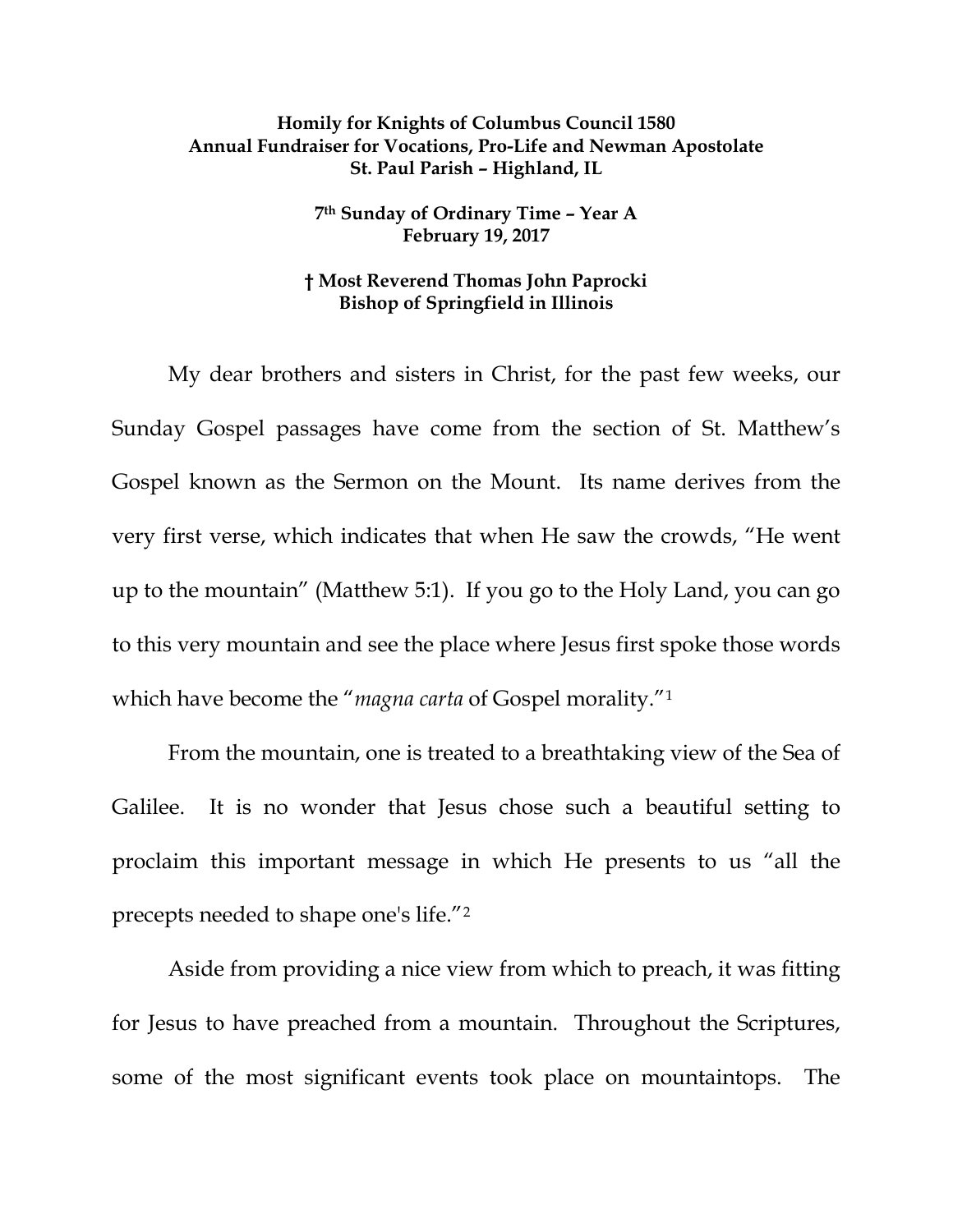**Homily for Knights of Columbus Council 1580**
**Annual Fundraiser for Vocations, Pro-Life and Newman Apostolate**
**St. Paul Parish – Highland, IL**

**7th Sunday of Ordinary Time – Year A**
**February 19, 2017**

**† Most Reverend Thomas John Paprocki**
**Bishop of Springfield in Illinois**

My dear brothers and sisters in Christ, for the past few weeks, our Sunday Gospel passages have come from the section of St. Matthew's Gospel known as the Sermon on the Mount. Its name derives from the very first verse, which indicates that when He saw the crowds, "He went up to the mountain" (Matthew 5:1). If you go to the Holy Land, you can go to this very mountain and see the place where Jesus first spoke those words which have become the "*magna carta* of Gospel morality."[1]

From the mountain, one is treated to a breathtaking view of the Sea of Galilee. It is no wonder that Jesus chose such a beautiful setting to proclaim this important message in which He presents to us "all the precepts needed to shape one's life."[2]

Aside from providing a nice view from which to preach, it was fitting for Jesus to have preached from a mountain. Throughout the Scriptures, some of the most significant events took place on mountaintops. The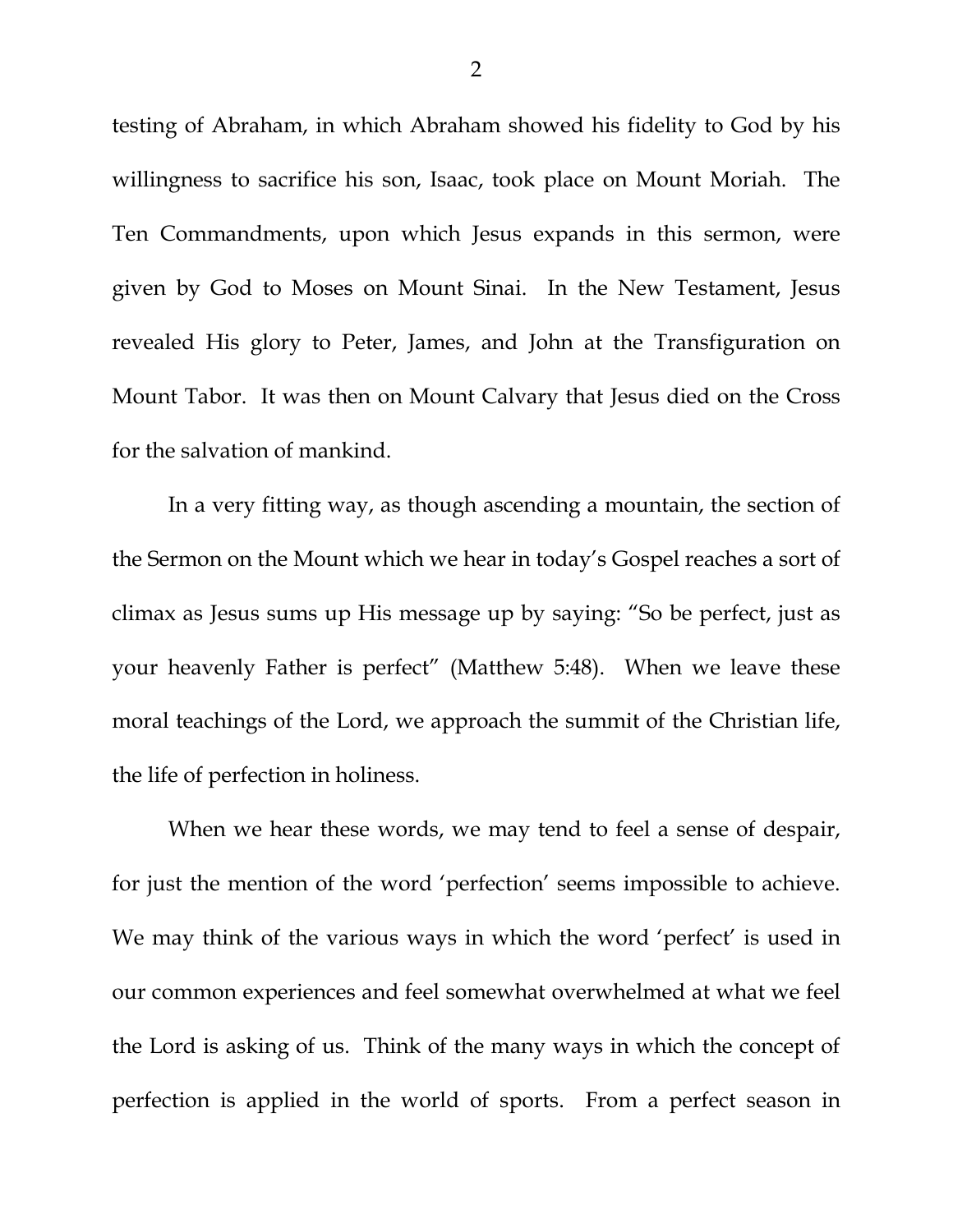testing of Abraham, in which Abraham showed his fidelity to God by his willingness to sacrifice his son, Isaac, took place on Mount Moriah. The Ten Commandments, upon which Jesus expands in this sermon, were given by God to Moses on Mount Sinai. In the New Testament, Jesus revealed His glory to Peter, James, and John at the Transfiguration on Mount Tabor. It was then on Mount Calvary that Jesus died on the Cross for the salvation of mankind.

In a very fitting way, as though ascending a mountain, the section of the Sermon on the Mount which we hear in today's Gospel reaches a sort of climax as Jesus sums up His message up by saying: "So be perfect, just as your heavenly Father is perfect" (Matthew 5:48). When we leave these moral teachings of the Lord, we approach the summit of the Christian life, the life of perfection in holiness.

When we hear these words, we may tend to feel a sense of despair, for just the mention of the word 'perfection' seems impossible to achieve. We may think of the various ways in which the word 'perfect' is used in our common experiences and feel somewhat overwhelmed at what we feel the Lord is asking of us. Think of the many ways in which the concept of perfection is applied in the world of sports. From a perfect season in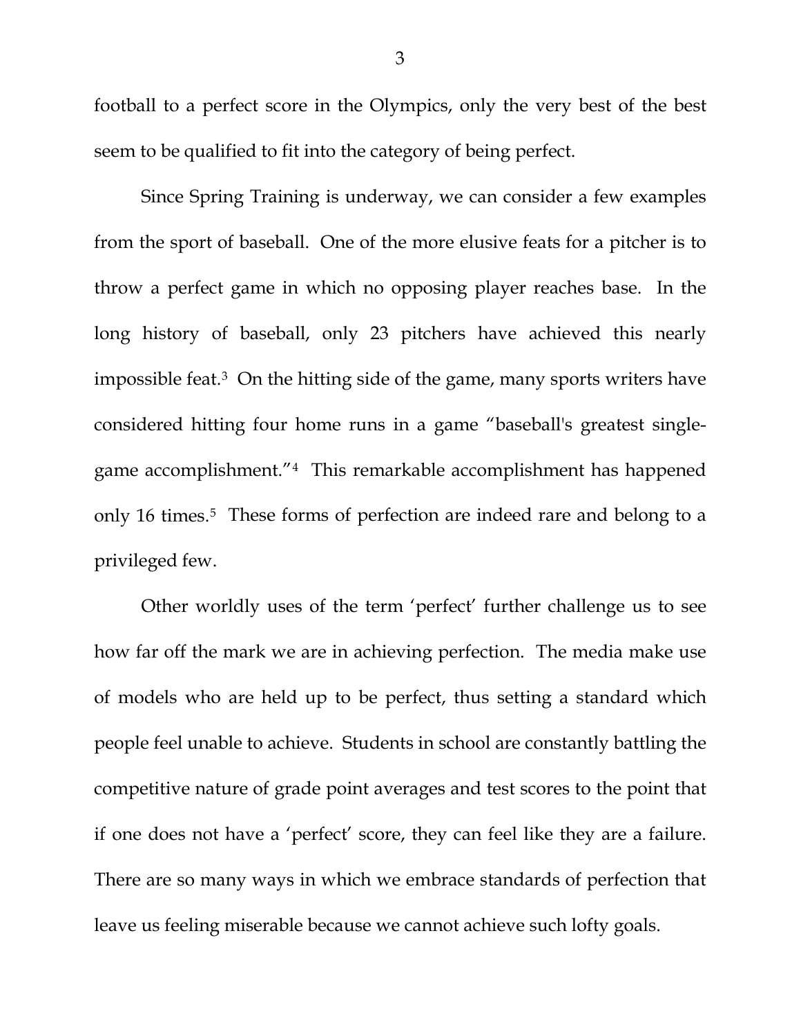football to a perfect score in the Olympics, only the very best of the best seem to be qualified to fit into the category of being perfect.

Since Spring Training is underway, we can consider a few examples from the sport of baseball. One of the more elusive feats for a pitcher is to throw a perfect game in which no opposing player reaches base. In the long history of baseball, only 23 pitchers have achieved this nearly impossible feat.[3] On the hitting side of the game, many sports writers have considered hitting four home runs in a game "baseball's greatest single-game accomplishment."[4] This remarkable accomplishment has happened only 16 times.[5] These forms of perfection are indeed rare and belong to a privileged few.

Other worldly uses of the term 'perfect' further challenge us to see how far off the mark we are in achieving perfection. The media make use of models who are held up to be perfect, thus setting a standard which people feel unable to achieve. Students in school are constantly battling the competitive nature of grade point averages and test scores to the point that if one does not have a 'perfect' score, they can feel like they are a failure. There are so many ways in which we embrace standards of perfection that leave us feeling miserable because we cannot achieve such lofty goals.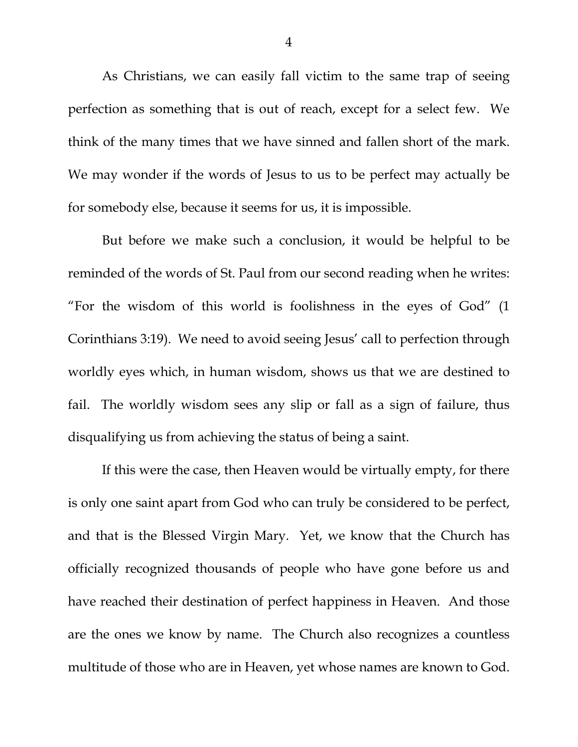As Christians, we can easily fall victim to the same trap of seeing perfection as something that is out of reach, except for a select few. We think of the many times that we have sinned and fallen short of the mark. We may wonder if the words of Jesus to us to be perfect may actually be for somebody else, because it seems for us, it is impossible.

But before we make such a conclusion, it would be helpful to be reminded of the words of St. Paul from our second reading when he writes: "For the wisdom of this world is foolishness in the eyes of God" (1 Corinthians 3:19). We need to avoid seeing Jesus' call to perfection through worldly eyes which, in human wisdom, shows us that we are destined to fail. The worldly wisdom sees any slip or fall as a sign of failure, thus disqualifying us from achieving the status of being a saint.

If this were the case, then Heaven would be virtually empty, for there is only one saint apart from God who can truly be considered to be perfect, and that is the Blessed Virgin Mary. Yet, we know that the Church has officially recognized thousands of people who have gone before us and have reached their destination of perfect happiness in Heaven. And those are the ones we know by name. The Church also recognizes a countless multitude of those who are in Heaven, yet whose names are known to God.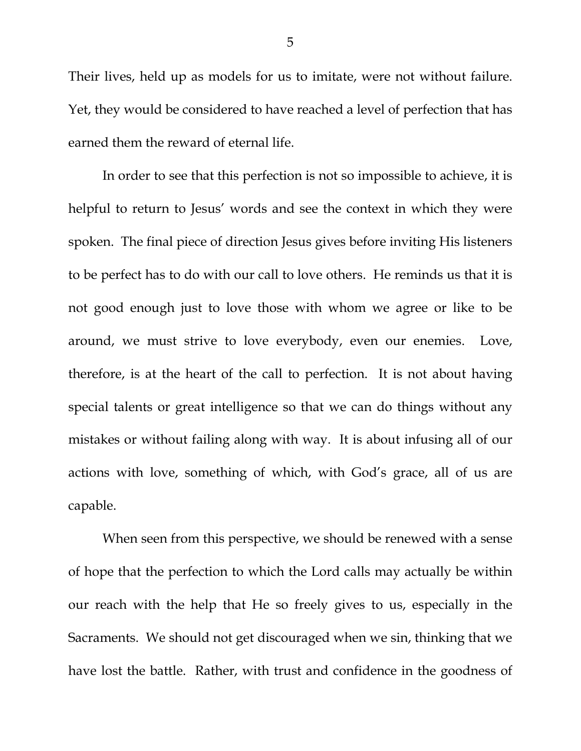Their lives, held up as models for us to imitate, were not without failure. Yet, they would be considered to have reached a level of perfection that has earned them the reward of eternal life.

In order to see that this perfection is not so impossible to achieve, it is helpful to return to Jesus' words and see the context in which they were spoken. The final piece of direction Jesus gives before inviting His listeners to be perfect has to do with our call to love others. He reminds us that it is not good enough just to love those with whom we agree or like to be around, we must strive to love everybody, even our enemies. Love, therefore, is at the heart of the call to perfection. It is not about having special talents or great intelligence so that we can do things without any mistakes or without failing along with way. It is about infusing all of our actions with love, something of which, with God's grace, all of us are capable.

When seen from this perspective, we should be renewed with a sense of hope that the perfection to which the Lord calls may actually be within our reach with the help that He so freely gives to us, especially in the Sacraments. We should not get discouraged when we sin, thinking that we have lost the battle. Rather, with trust and confidence in the goodness of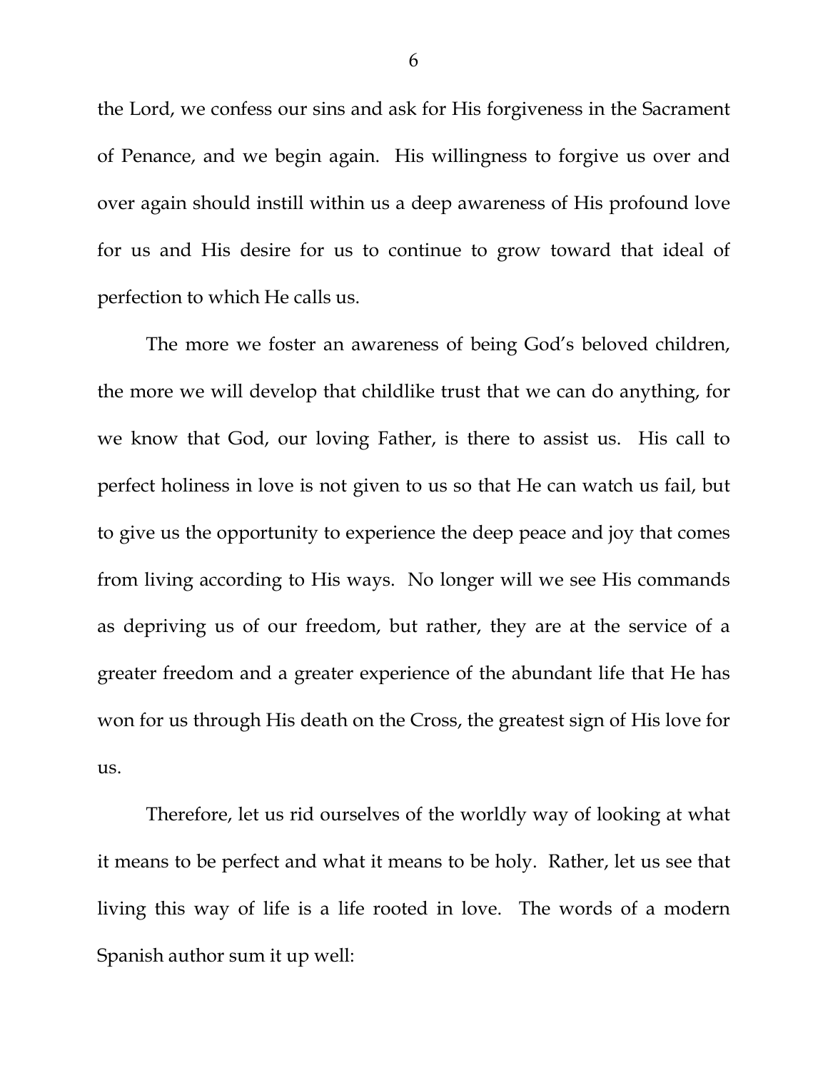the Lord, we confess our sins and ask for His forgiveness in the Sacrament of Penance, and we begin again. His willingness to forgive us over and over again should instill within us a deep awareness of His profound love for us and His desire for us to continue to grow toward that ideal of perfection to which He calls us.

The more we foster an awareness of being God's beloved children, the more we will develop that childlike trust that we can do anything, for we know that God, our loving Father, is there to assist us. His call to perfect holiness in love is not given to us so that He can watch us fail, but to give us the opportunity to experience the deep peace and joy that comes from living according to His ways. No longer will we see His commands as depriving us of our freedom, but rather, they are at the service of a greater freedom and a greater experience of the abundant life that He has won for us through His death on the Cross, the greatest sign of His love for us.

Therefore, let us rid ourselves of the worldly way of looking at what it means to be perfect and what it means to be holy. Rather, let us see that living this way of life is a life rooted in love. The words of a modern Spanish author sum it up well: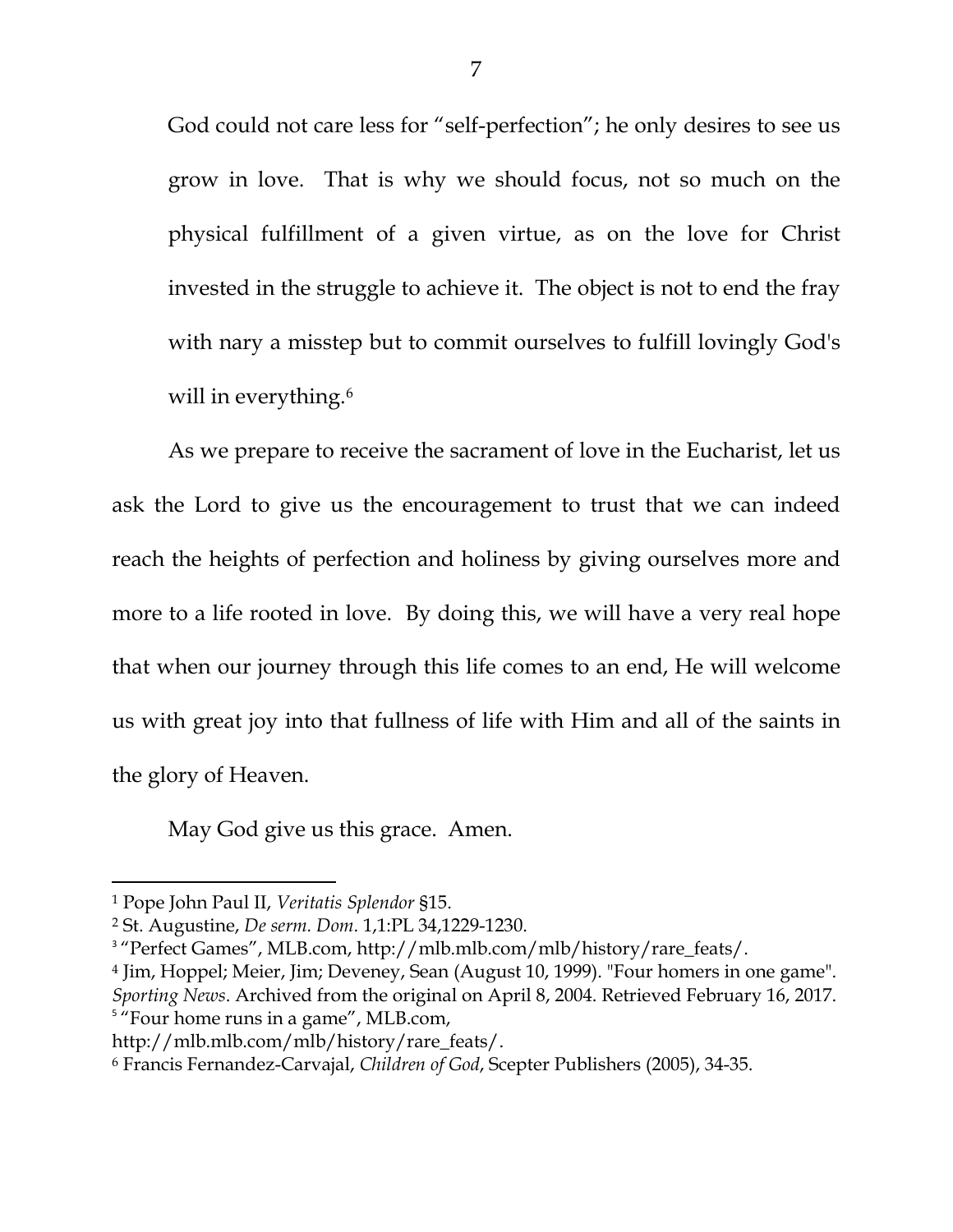God could not care less for "self-perfection"; he only desires to see us grow in love. That is why we should focus, not so much on the physical fulfillment of a given virtue, as on the love for Christ invested in the struggle to achieve it. The object is not to end the fray with nary a misstep but to commit ourselves to fulfill lovingly God's will in everything.[6]

As we prepare to receive the sacrament of love in the Eucharist, let us ask the Lord to give us the encouragement to trust that we can indeed reach the heights of perfection and holiness by giving ourselves more and more to a life rooted in love. By doing this, we will have a very real hope that when our journey through this life comes to an end, He will welcome us with great joy into that fullness of life with Him and all of the saints in the glory of Heaven.

May God give us this grace. Amen.

---

[1] Pope John Paul II, *Veritatis Splendor* §15.

[2] St. Augustine, *De serm. Dom.* 1,1:PL 34,1229-1230.

[3] "Perfect Games", MLB.com, http://mlb.mlb.com/mlb/history/rare_feats/.

[4] Jim, Hoppel; Meier, Jim; Deveney, Sean (August 10, 1999). "Four homers in one game". *Sporting News*. Archived from the original on April 8, 2004. Retrieved February 16, 2017.

[5] "Four home runs in a game", MLB.com, http://mlb.mlb.com/mlb/history/rare_feats/.

[6] Francis Fernandez-Carvajal, *Children of God*, Scepter Publishers (2005), 34-35.